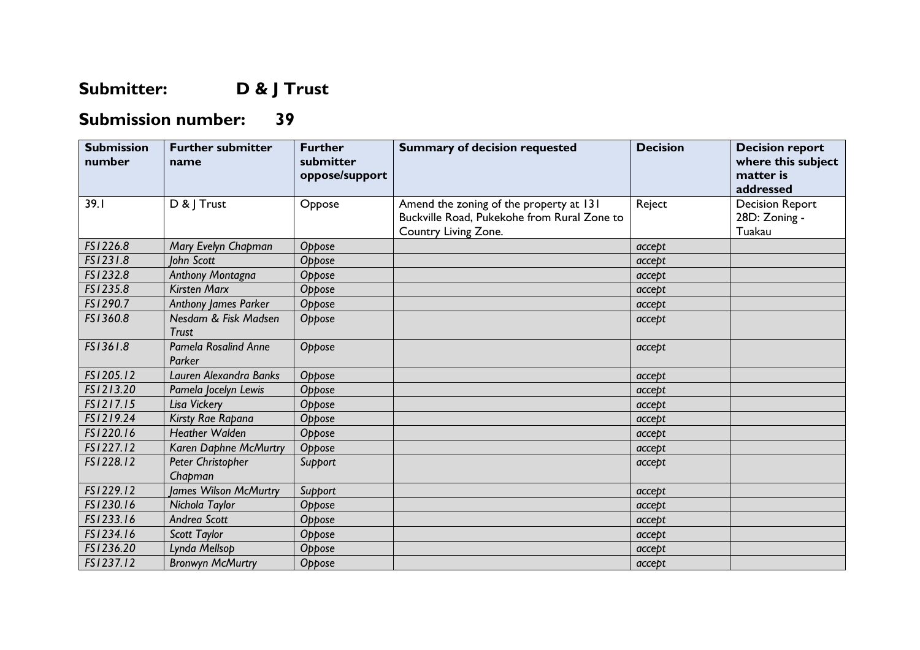# Submitter: D & J Trust

# Submission number: 39

| Submission number | Further submitter name | Further submitter oppose/support | Summary of decision requested | Decision | Decision report where this subject matter is addressed |
|---|---|---|---|---|---|
| 39.1 | D & J Trust | Oppose | Amend the zoning of the property at 131 Buckville Road, Pukekohe from Rural Zone to Country Living Zone. | Reject | Decision Report 28D: Zoning - Tuakau |
| *FS1226.8* | *Mary Evelyn Chapman* | *Oppose* | | *accept* | |
| *FS1231.8* | *John Scott* | *Oppose* | | *accept* | |
| *FS1232.8* | *Anthony Montagna* | *Oppose* | | *accept* | |
| *FS1235.8* | *Kirsten Marx* | *Oppose* | | *accept* | |
| *FS1290.7* | *Anthony James Parker* | *Oppose* | | *accept* | |
| *FS1360.8* | *Nesdam & Fisk Madsen Trust* | *Oppose* | | *accept* | |
| *FS1361.8* | *Pamela Rosalind Anne Parker* | *Oppose* | | *accept* | |
| *FS1205.12* | *Lauren Alexandra Banks* | *Oppose* | | *accept* | |
| *FS1213.20* | *Pamela Jocelyn Lewis* | *Oppose* | | *accept* | |
| *FS1217.15* | *Lisa Vickery* | *Oppose* | | *accept* | |
| *FS1219.24* | *Kirsty Rae Rapana* | *Oppose* | | *accept* | |
| *FS1220.16* | *Heather Walden* | *Oppose* | | *accept* | |
| *FS1227.12* | *Karen Daphne McMurtry* | *Oppose* | | *accept* | |
| *FS1228.12* | *Peter Christopher Chapman* | *Support* | | *accept* | |
| *FS1229.12* | *James Wilson McMurtry* | *Support* | | *accept* | |
| *FS1230.16* | *Nichola Taylor* | *Oppose* | | *accept* | |
| *FS1233.16* | *Andrea Scott* | *Oppose* | | *accept* | |
| *FS1234.16* | *Scott Taylor* | *Oppose* | | *accept* | |
| *FS1236.20* | *Lynda Mellsop* | *Oppose* | | *accept* | |
| *FS1237.12* | *Bronwyn McMurtry* | *Oppose* | | *accept* | |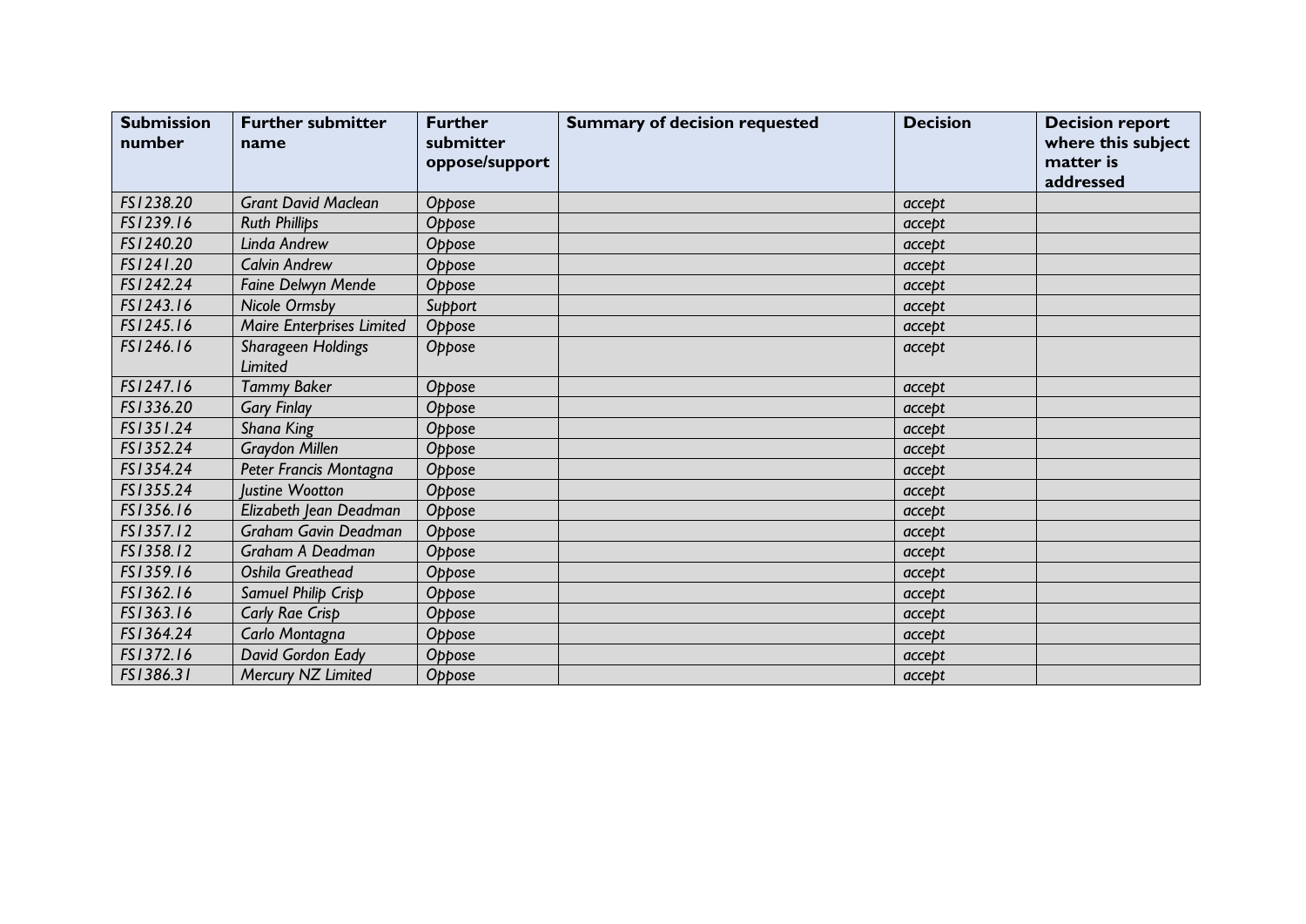| Submission number | Further submitter name | Further submitter oppose/support | Summary of decision requested | Decision | Decision report where this subject matter is addressed |
|---|---|---|---|---|---|
| *FS1238.20* | *Grant David Maclean* | *Oppose* | | *accept* | |
| *FS1239.16* | *Ruth Phillips* | *Oppose* | | *accept* | |
| *FS1240.20* | *Linda Andrew* | *Oppose* | | *accept* | |
| *FS1241.20* | *Calvin Andrew* | *Oppose* | | *accept* | |
| *FS1242.24* | *Faine Delwyn Mende* | *Oppose* | | *accept* | |
| *FS1243.16* | *Nicole Ormsby* | *Support* | | *accept* | |
| *FS1245.16* | *Maire Enterprises Limited* | *Oppose* | | *accept* | |
| *FS1246.16* | *Sharageen Holdings Limited* | *Oppose* | | *accept* | |
| *FS1247.16* | *Tammy Baker* | *Oppose* | | *accept* | |
| *FS1336.20* | *Gary Finlay* | *Oppose* | | *accept* | |
| *FS1351.24* | *Shana King* | *Oppose* | | *accept* | |
| *FS1352.24* | *Graydon Millen* | *Oppose* | | *accept* | |
| *FS1354.24* | *Peter Francis Montagna* | *Oppose* | | *accept* | |
| *FS1355.24* | *Justine Wootton* | *Oppose* | | *accept* | |
| *FS1356.16* | *Elizabeth Jean Deadman* | *Oppose* | | *accept* | |
| *FS1357.12* | *Graham Gavin Deadman* | *Oppose* | | *accept* | |
| *FS1358.12* | *Graham A Deadman* | *Oppose* | | *accept* | |
| *FS1359.16* | *Oshila Greathead* | *Oppose* | | *accept* | |
| *FS1362.16* | *Samuel Philip Crisp* | *Oppose* | | *accept* | |
| *FS1363.16* | *Carly Rae Crisp* | *Oppose* | | *accept* | |
| *FS1364.24* | *Carlo Montagna* | *Oppose* | | *accept* | |
| *FS1372.16* | *David Gordon Eady* | *Oppose* | | *accept* | |
| *FS1386.31* | *Mercury NZ Limited* | *Oppose* | | *accept* | |